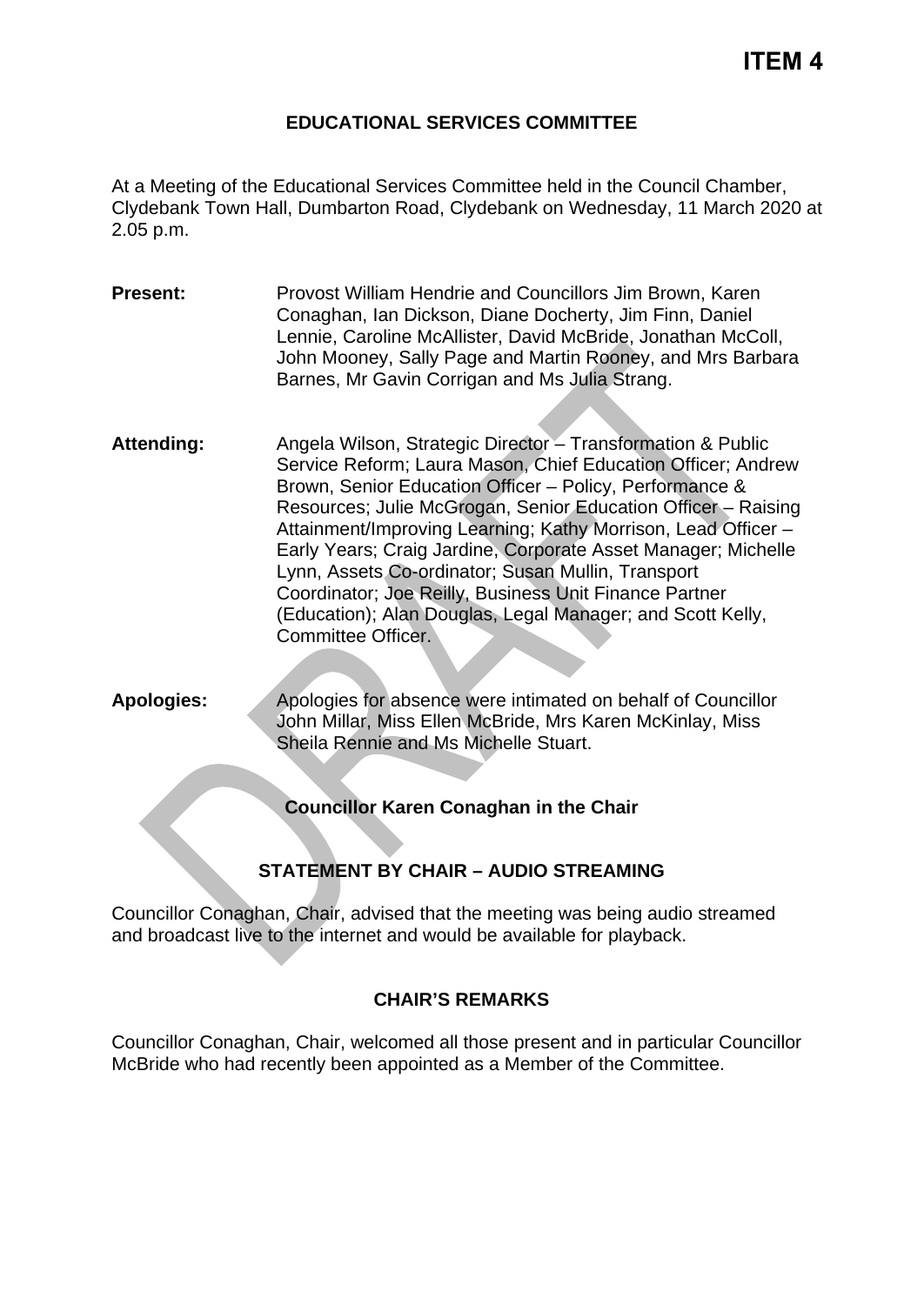# ITEM 4

## EDUCATIONAL SERVICES COMMITTEE

At a Meeting of the Educational Services Committee held in the Council Chamber, Clydebank Town Hall, Dumbarton Road, Clydebank on Wednesday, 11 March 2020 at 2.05 p.m.

**Present:** Provost William Hendrie and Councillors Jim Brown, Karen Conaghan, Ian Dickson, Diane Docherty, Jim Finn, Daniel Lennie, Caroline McAllister, David McBride, Jonathan McColl, John Mooney, Sally Page and Martin Rooney, and Mrs Barbara Barnes, Mr Gavin Corrigan and Ms Julia Strang.

**Attending:** Angela Wilson, Strategic Director – Transformation & Public Service Reform; Laura Mason, Chief Education Officer; Andrew Brown, Senior Education Officer – Policy, Performance & Resources; Julie McGrogan, Senior Education Officer – Raising Attainment/Improving Learning; Kathy Morrison, Lead Officer – Early Years; Craig Jardine, Corporate Asset Manager; Michelle Lynn, Assets Co-ordinator; Susan Mullin, Transport Coordinator; Joe Reilly, Business Unit Finance Partner (Education); Alan Douglas, Legal Manager; and Scott Kelly, Committee Officer.

**Apologies:** Apologies for absence were intimated on behalf of Councillor John Millar, Miss Ellen McBride, Mrs Karen McKinlay, Miss Sheila Rennie and Ms Michelle Stuart.

**Councillor Karen Conaghan in the Chair**

### STATEMENT BY CHAIR – AUDIO STREAMING

Councillor Conaghan, Chair, advised that the meeting was being audio streamed and broadcast live to the internet and would be available for playback.

### CHAIR'S REMARKS

Councillor Conaghan, Chair, welcomed all those present and in particular Councillor McBride who had recently been appointed as a Member of the Committee.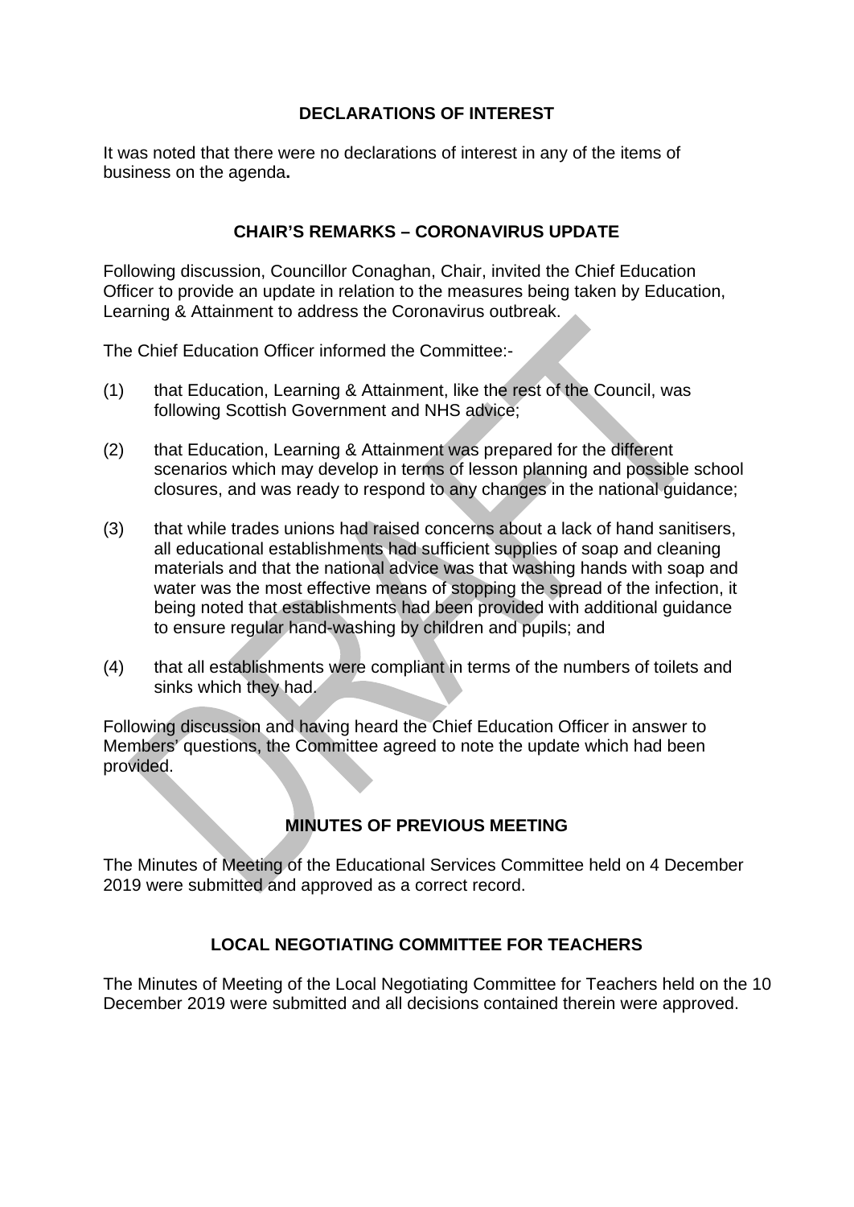## DECLARATIONS OF INTEREST

It was noted that there were no declarations of interest in any of the items of business on the agenda**.**

## CHAIR'S REMARKS – CORONAVIRUS UPDATE

Following discussion, Councillor Conaghan, Chair, invited the Chief Education Officer to provide an update in relation to the measures being taken by Education, Learning & Attainment to address the Coronavirus outbreak.

The Chief Education Officer informed the Committee:-

(1) that Education, Learning & Attainment, like the rest of the Council, was following Scottish Government and NHS advice;

(2) that Education, Learning & Attainment was prepared for the different scenarios which may develop in terms of lesson planning and possible school closures, and was ready to respond to any changes in the national guidance;

(3) that while trades unions had raised concerns about a lack of hand sanitisers, all educational establishments had sufficient supplies of soap and cleaning materials and that the national advice was that washing hands with soap and water was the most effective means of stopping the spread of the infection, it being noted that establishments had been provided with additional guidance to ensure regular hand-washing by children and pupils; and

(4) that all establishments were compliant in terms of the numbers of toilets and sinks which they had.

Following discussion and having heard the Chief Education Officer in answer to Members' questions, the Committee agreed to note the update which had been provided.

## MINUTES OF PREVIOUS MEETING

The Minutes of Meeting of the Educational Services Committee held on 4 December 2019 were submitted and approved as a correct record.

## LOCAL NEGOTIATING COMMITTEE FOR TEACHERS

The Minutes of Meeting of the Local Negotiating Committee for Teachers held on the 10 December 2019 were submitted and all decisions contained therein were approved.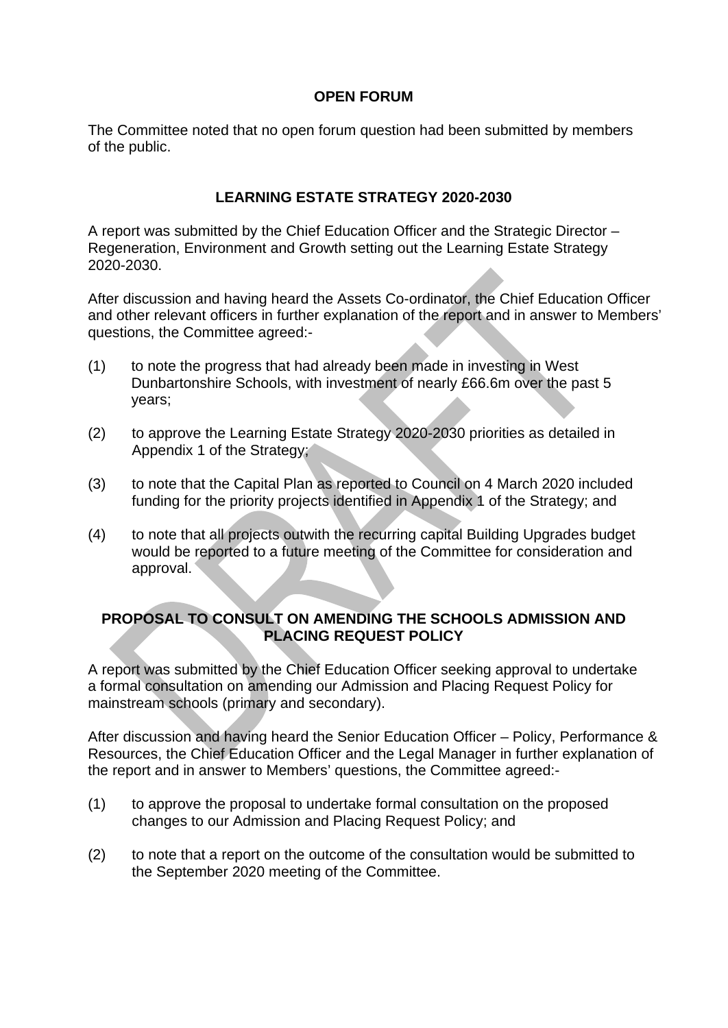**OPEN FORUM**

The Committee noted that no open forum question had been submitted by members of the public.

**LEARNING ESTATE STRATEGY 2020-2030**

A report was submitted by the Chief Education Officer and the Strategic Director – Regeneration, Environment and Growth setting out the Learning Estate Strategy 2020-2030.

After discussion and having heard the Assets Co-ordinator, the Chief Education Officer and other relevant officers in further explanation of the report and in answer to Members' questions, the Committee agreed:-

(1) to note the progress that had already been made in investing in West Dunbartonshire Schools, with investment of nearly £66.6m over the past 5 years;

(2) to approve the Learning Estate Strategy 2020-2030 priorities as detailed in Appendix 1 of the Strategy;

(3) to note that the Capital Plan as reported to Council on 4 March 2020 included funding for the priority projects identified in Appendix 1 of the Strategy; and

(4) to note that all projects outwith the recurring capital Building Upgrades budget would be reported to a future meeting of the Committee for consideration and approval.

**PROPOSAL TO CONSULT ON AMENDING THE SCHOOLS ADMISSION AND PLACING REQUEST POLICY**

A report was submitted by the Chief Education Officer seeking approval to undertake a formal consultation on amending our Admission and Placing Request Policy for mainstream schools (primary and secondary).

After discussion and having heard the Senior Education Officer – Policy, Performance & Resources, the Chief Education Officer and the Legal Manager in further explanation of the report and in answer to Members' questions, the Committee agreed:-

(1) to approve the proposal to undertake formal consultation on the proposed changes to our Admission and Placing Request Policy; and

(2) to note that a report on the outcome of the consultation would be submitted to the September 2020 meeting of the Committee.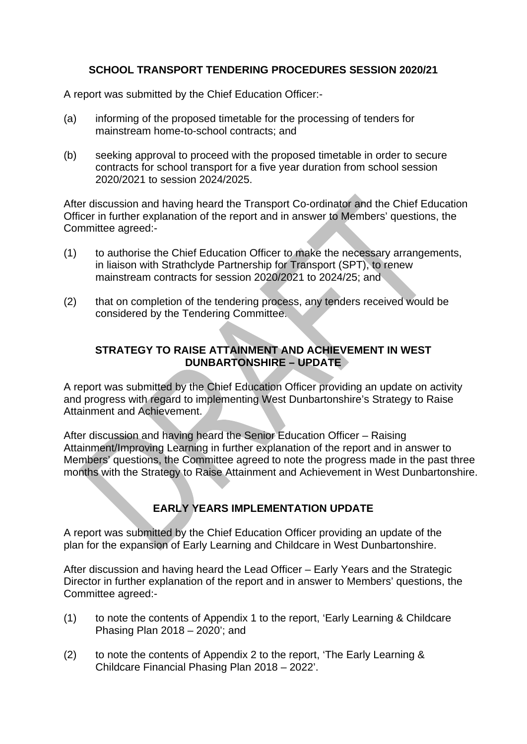### SCHOOL TRANSPORT TENDERING PROCEDURES SESSION 2020/21

A report was submitted by the Chief Education Officer:-

(a) informing of the proposed timetable for the processing of tenders for mainstream home-to-school contracts; and

(b) seeking approval to proceed with the proposed timetable in order to secure contracts for school transport for a five year duration from school session 2020/2021 to session 2024/2025.

After discussion and having heard the Transport Co-ordinator and the Chief Education Officer in further explanation of the report and in answer to Members' questions, the Committee agreed:-

(1) to authorise the Chief Education Officer to make the necessary arrangements, in liaison with Strathclyde Partnership for Transport (SPT), to renew mainstream contracts for session 2020/2021 to 2024/25; and

(2) that on completion of the tendering process, any tenders received would be considered by the Tendering Committee.

### STRATEGY TO RAISE ATTAINMENT AND ACHIEVEMENT IN WEST DUNBARTONSHIRE – UPDATE

A report was submitted by the Chief Education Officer providing an update on activity and progress with regard to implementing West Dunbartonshire's Strategy to Raise Attainment and Achievement.

After discussion and having heard the Senior Education Officer – Raising Attainment/Improving Learning in further explanation of the report and in answer to Members' questions, the Committee agreed to note the progress made in the past three months with the Strategy to Raise Attainment and Achievement in West Dunbartonshire.

### EARLY YEARS IMPLEMENTATION UPDATE

A report was submitted by the Chief Education Officer providing an update of the plan for the expansion of Early Learning and Childcare in West Dunbartonshire.

After discussion and having heard the Lead Officer – Early Years and the Strategic Director in further explanation of the report and in answer to Members' questions, the Committee agreed:-

(1) to note the contents of Appendix 1 to the report, 'Early Learning & Childcare Phasing Plan 2018 – 2020'; and

(2) to note the contents of Appendix 2 to the report, 'The Early Learning & Childcare Financial Phasing Plan 2018 – 2022'.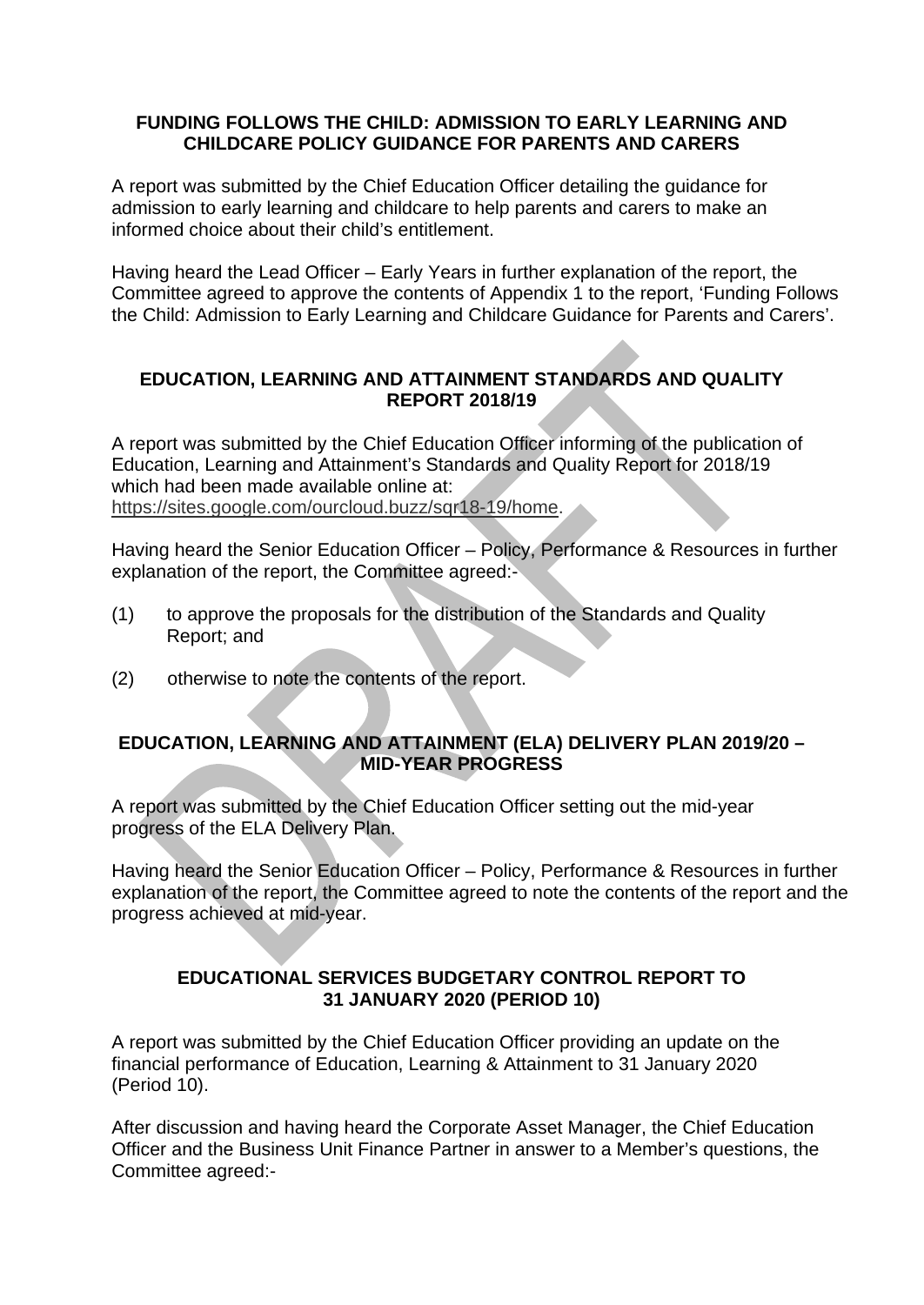**FUNDING FOLLOWS THE CHILD: ADMISSION TO EARLY LEARNING AND CHILDCARE POLICY GUIDANCE FOR PARENTS AND CARERS**

A report was submitted by the Chief Education Officer detailing the guidance for admission to early learning and childcare to help parents and carers to make an informed choice about their child's entitlement.

Having heard the Lead Officer – Early Years in further explanation of the report, the Committee agreed to approve the contents of Appendix 1 to the report, 'Funding Follows the Child: Admission to Early Learning and Childcare Guidance for Parents and Carers'.

**EDUCATION, LEARNING AND ATTAINMENT STANDARDS AND QUALITY REPORT 2018/19**

A report was submitted by the Chief Education Officer informing of the publication of Education, Learning and Attainment's Standards and Quality Report for 2018/19 which had been made available online at: https://sites.google.com/ourcloud.buzz/sqr18-19/home.

Having heard the Senior Education Officer – Policy, Performance & Resources in further explanation of the report, the Committee agreed:-

(1) to approve the proposals for the distribution of the Standards and Quality Report; and

(2) otherwise to note the contents of the report.

**EDUCATION, LEARNING AND ATTAINMENT (ELA) DELIVERY PLAN 2019/20 – MID-YEAR PROGRESS**

A report was submitted by the Chief Education Officer setting out the mid-year progress of the ELA Delivery Plan.

Having heard the Senior Education Officer – Policy, Performance & Resources in further explanation of the report, the Committee agreed to note the contents of the report and the progress achieved at mid-year.

**EDUCATIONAL SERVICES BUDGETARY CONTROL REPORT TO 31 JANUARY 2020 (PERIOD 10)**

A report was submitted by the Chief Education Officer providing an update on the financial performance of Education, Learning & Attainment to 31 January 2020 (Period 10).

After discussion and having heard the Corporate Asset Manager, the Chief Education Officer and the Business Unit Finance Partner in answer to a Member's questions, the Committee agreed:-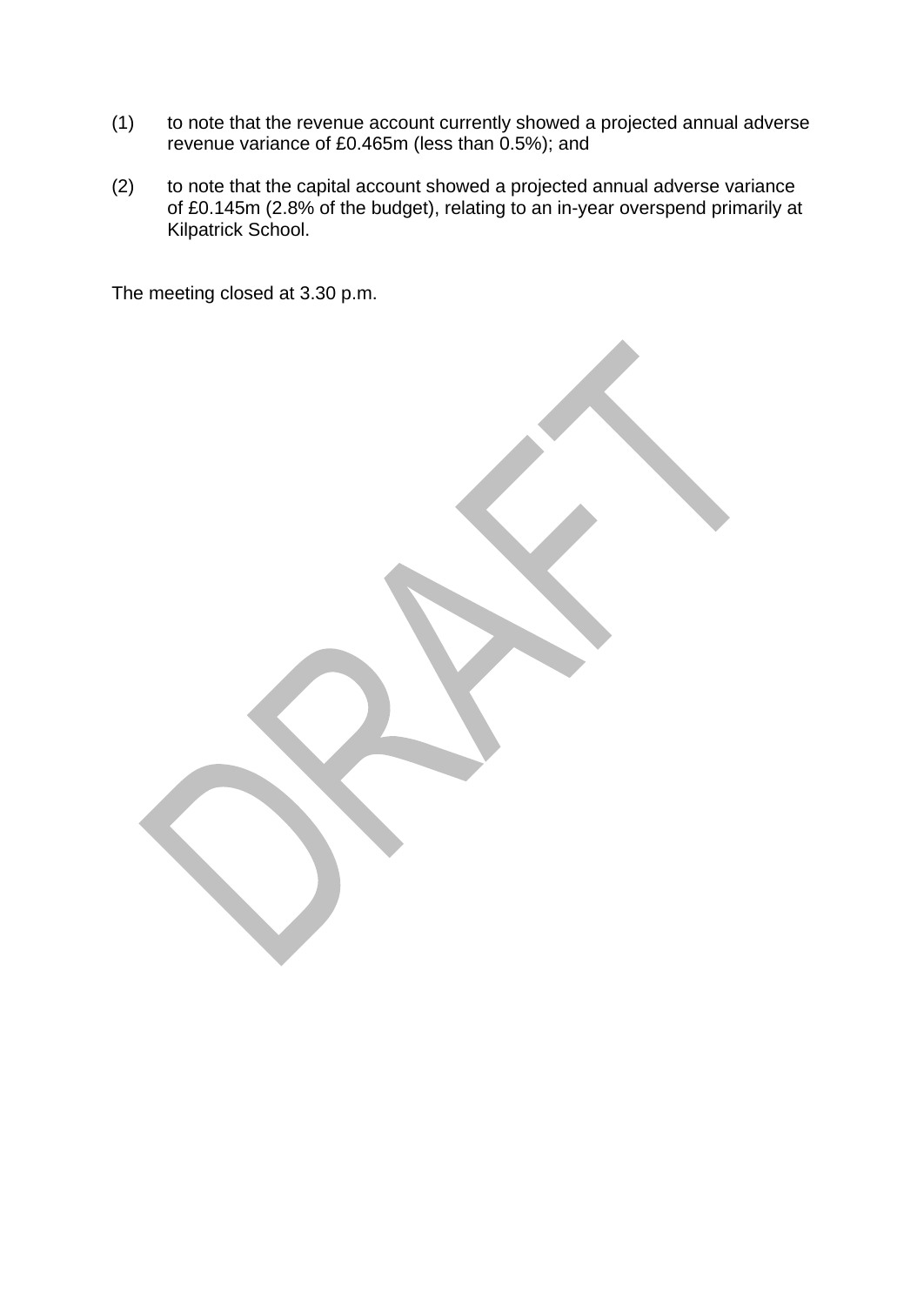(1) to note that the revenue account currently showed a projected annual adverse revenue variance of £0.465m (less than 0.5%); and

(2) to note that the capital account showed a projected annual adverse variance of £0.145m (2.8% of the budget), relating to an in-year overspend primarily at Kilpatrick School.

The meeting closed at 3.30 p.m.